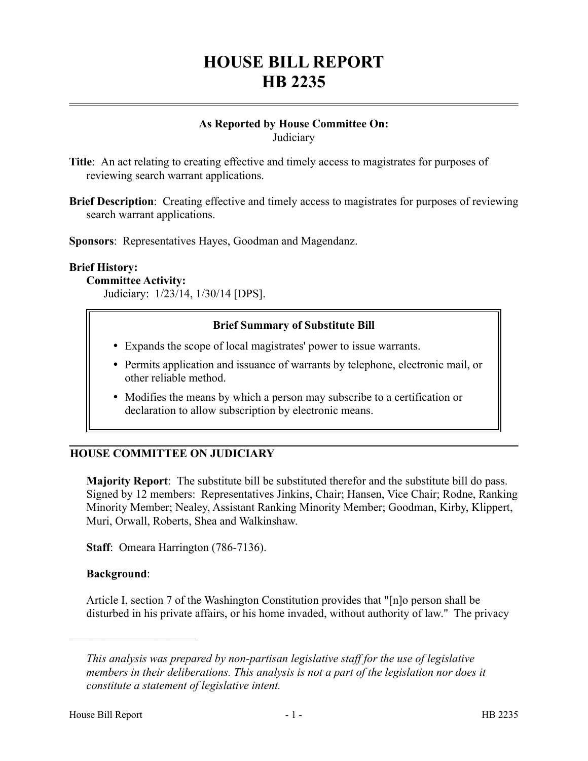# HOUSE BILL REPORT
# HB 2235

**As Reported by House Committee On:**
Judiciary

**Title**: An act relating to creating effective and timely access to magistrates for purposes of reviewing search warrant applications.

**Brief Description**: Creating effective and timely access to magistrates for purposes of reviewing search warrant applications.

**Sponsors**: Representatives Hayes, Goodman and Magendanz.

**Brief History:**

**Committee Activity:**

Judiciary: 1/23/14, 1/30/14 [DPS].

**Brief Summary of Substitute Bill**

- Expands the scope of local magistrates' power to issue warrants.
- Permits application and issuance of warrants by telephone, electronic mail, or other reliable method.
- Modifies the means by which a person may subscribe to a certification or declaration to allow subscription by electronic means.

## HOUSE COMMITTEE ON JUDICIARY

**Majority Report**: The substitute bill be substituted therefor and the substitute bill do pass. Signed by 12 members: Representatives Jinkins, Chair; Hansen, Vice Chair; Rodne, Ranking Minority Member; Nealey, Assistant Ranking Minority Member; Goodman, Kirby, Klippert, Muri, Orwall, Roberts, Shea and Walkinshaw.

**Staff**: Omeara Harrington (786-7136).

**Background**:

Article I, section 7 of the Washington Constitution provides that "[n]o person shall be disturbed in his private affairs, or his home invaded, without authority of law." The privacy

---

*This analysis was prepared by non-partisan legislative staff for the use of legislative members in their deliberations. This analysis is not a part of the legislation nor does it constitute a statement of legislative intent.*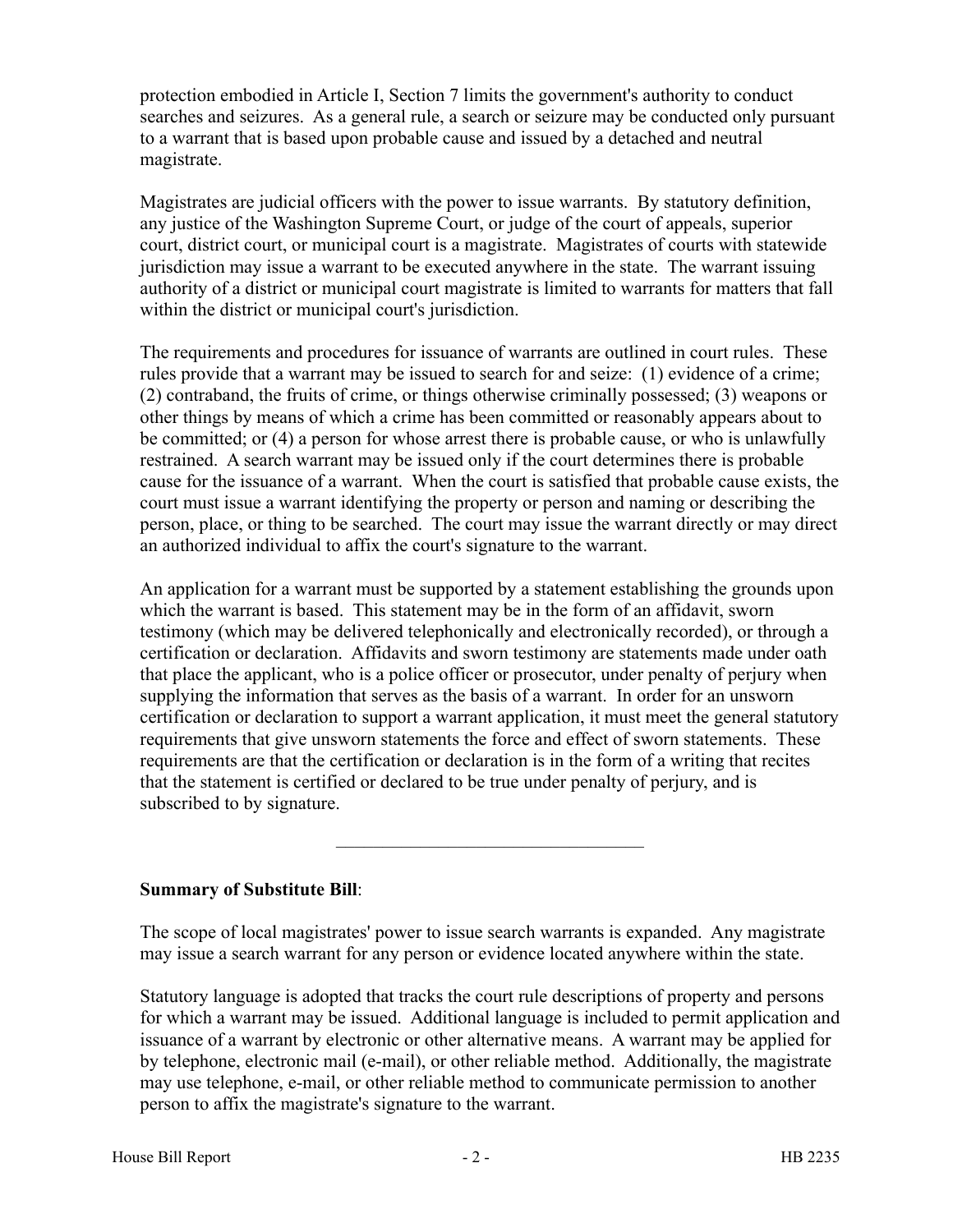protection embodied in Article I, Section 7 limits the government's authority to conduct searches and seizures. As a general rule, a search or seizure may be conducted only pursuant to a warrant that is based upon probable cause and issued by a detached and neutral magistrate.

Magistrates are judicial officers with the power to issue warrants. By statutory definition, any justice of the Washington Supreme Court, or judge of the court of appeals, superior court, district court, or municipal court is a magistrate. Magistrates of courts with statewide jurisdiction may issue a warrant to be executed anywhere in the state. The warrant issuing authority of a district or municipal court magistrate is limited to warrants for matters that fall within the district or municipal court's jurisdiction.

The requirements and procedures for issuance of warrants are outlined in court rules. These rules provide that a warrant may be issued to search for and seize: (1) evidence of a crime; (2) contraband, the fruits of crime, or things otherwise criminally possessed; (3) weapons or other things by means of which a crime has been committed or reasonably appears about to be committed; or (4) a person for whose arrest there is probable cause, or who is unlawfully restrained. A search warrant may be issued only if the court determines there is probable cause for the issuance of a warrant. When the court is satisfied that probable cause exists, the court must issue a warrant identifying the property or person and naming or describing the person, place, or thing to be searched. The court may issue the warrant directly or may direct an authorized individual to affix the court's signature to the warrant.

An application for a warrant must be supported by a statement establishing the grounds upon which the warrant is based. This statement may be in the form of an affidavit, sworn testimony (which may be delivered telephonically and electronically recorded), or through a certification or declaration. Affidavits and sworn testimony are statements made under oath that place the applicant, who is a police officer or prosecutor, under penalty of perjury when supplying the information that serves as the basis of a warrant. In order for an unsworn certification or declaration to support a warrant application, it must meet the general statutory requirements that give unsworn statements the force and effect of sworn statements. These requirements are that the certification or declaration is in the form of a writing that recites that the statement is certified or declared to be true under penalty of perjury, and is subscribed to by signature.

---

**Summary of Substitute Bill**:

The scope of local magistrates' power to issue search warrants is expanded. Any magistrate may issue a search warrant for any person or evidence located anywhere within the state.

Statutory language is adopted that tracks the court rule descriptions of property and persons for which a warrant may be issued. Additional language is included to permit application and issuance of a warrant by electronic or other alternative means. A warrant may be applied for by telephone, electronic mail (e-mail), or other reliable method. Additionally, the magistrate may use telephone, e-mail, or other reliable method to communicate permission to another person to affix the magistrate's signature to the warrant.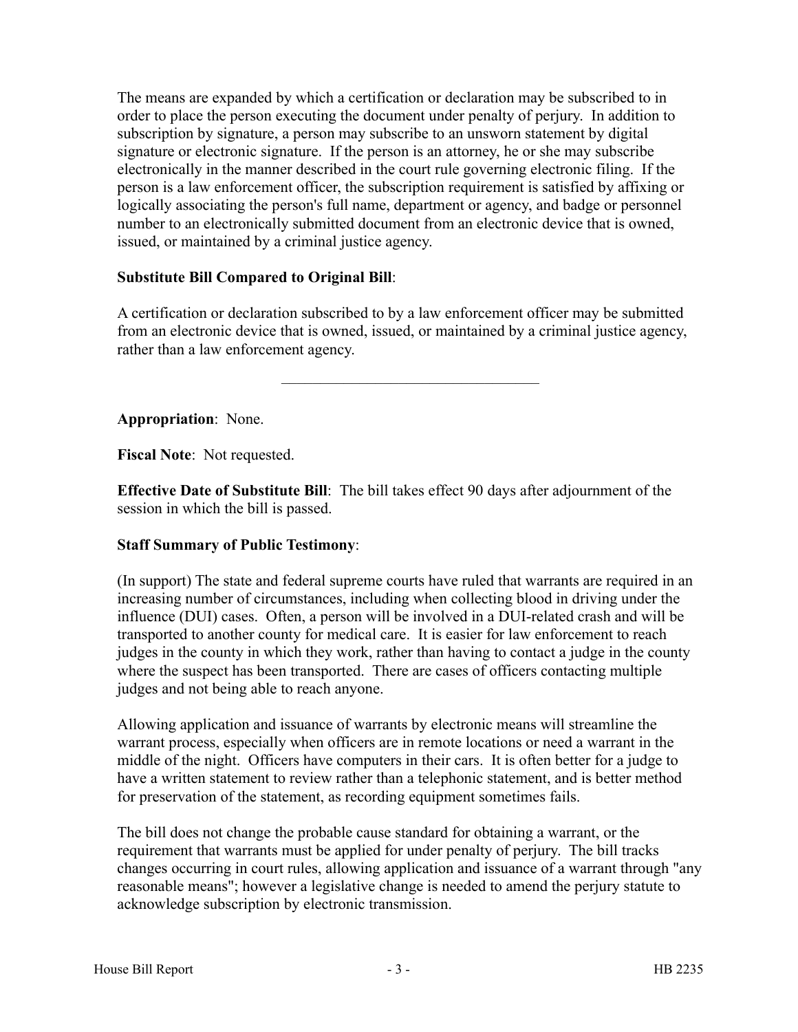The means are expanded by which a certification or declaration may be subscribed to in order to place the person executing the document under penalty of perjury. In addition to subscription by signature, a person may subscribe to an unsworn statement by digital signature or electronic signature. If the person is an attorney, he or she may subscribe electronically in the manner described in the court rule governing electronic filing. If the person is a law enforcement officer, the subscription requirement is satisfied by affixing or logically associating the person's full name, department or agency, and badge or personnel number to an electronically submitted document from an electronic device that is owned, issued, or maintained by a criminal justice agency.

**Substitute Bill Compared to Original Bill**:

A certification or declaration subscribed to by a law enforcement officer may be submitted from an electronic device that is owned, issued, or maintained by a criminal justice agency, rather than a law enforcement agency.

---

**Appropriation**: None.

**Fiscal Note**: Not requested.

**Effective Date of Substitute Bill**: The bill takes effect 90 days after adjournment of the session in which the bill is passed.

**Staff Summary of Public Testimony**:

(In support) The state and federal supreme courts have ruled that warrants are required in an increasing number of circumstances, including when collecting blood in driving under the influence (DUI) cases. Often, a person will be involved in a DUI-related crash and will be transported to another county for medical care. It is easier for law enforcement to reach judges in the county in which they work, rather than having to contact a judge in the county where the suspect has been transported. There are cases of officers contacting multiple judges and not being able to reach anyone.

Allowing application and issuance of warrants by electronic means will streamline the warrant process, especially when officers are in remote locations or need a warrant in the middle of the night. Officers have computers in their cars. It is often better for a judge to have a written statement to review rather than a telephonic statement, and is better method for preservation of the statement, as recording equipment sometimes fails.

The bill does not change the probable cause standard for obtaining a warrant, or the requirement that warrants must be applied for under penalty of perjury. The bill tracks changes occurring in court rules, allowing application and issuance of a warrant through "any reasonable means"; however a legislative change is needed to amend the perjury statute to acknowledge subscription by electronic transmission.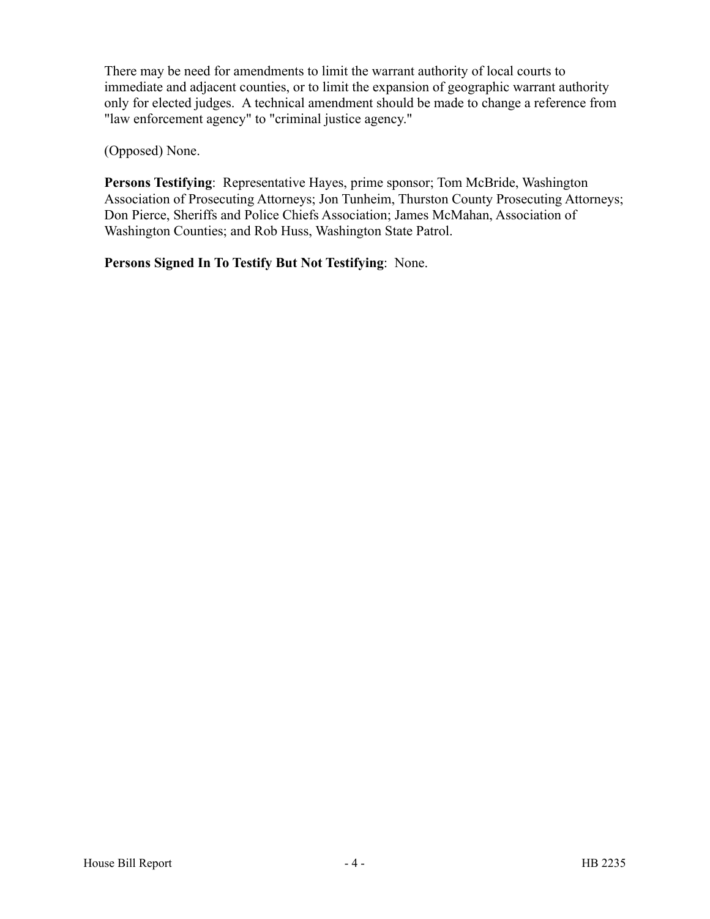There may be need for amendments to limit the warrant authority of local courts to immediate and adjacent counties, or to limit the expansion of geographic warrant authority only for elected judges. A technical amendment should be made to change a reference from "law enforcement agency" to "criminal justice agency."

(Opposed) None.

**Persons Testifying**: Representative Hayes, prime sponsor; Tom McBride, Washington Association of Prosecuting Attorneys; Jon Tunheim, Thurston County Prosecuting Attorneys; Don Pierce, Sheriffs and Police Chiefs Association; James McMahan, Association of Washington Counties; and Rob Huss, Washington State Patrol.

**Persons Signed In To Testify But Not Testifying**: None.